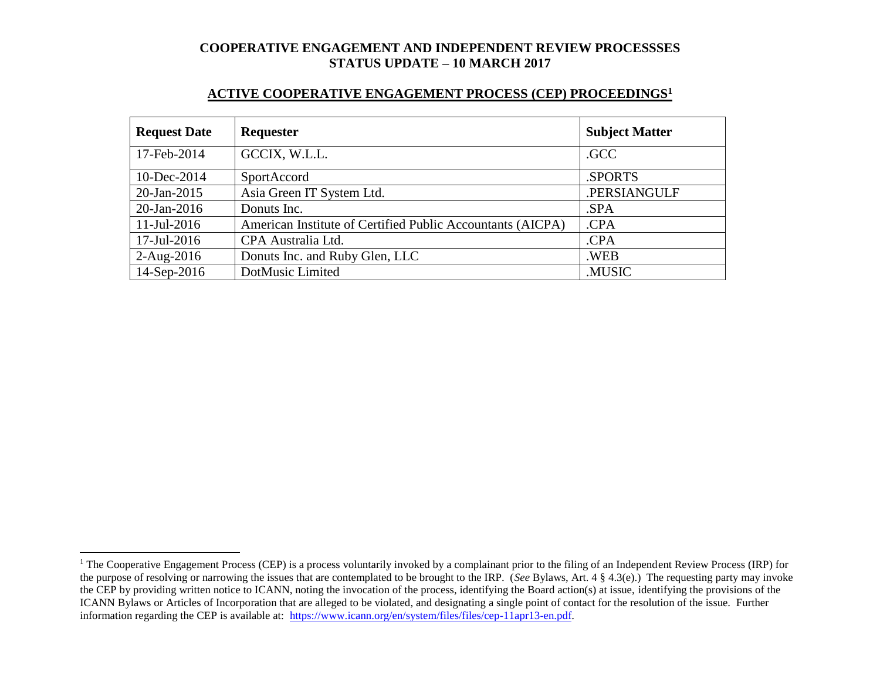**COOPERATIVE ENGAGEMENT AND INDEPENDENT REVIEW PROCESSSES**
**STATUS UPDATE – 10 MARCH 2017**

## ACTIVE COOPERATIVE ENGAGEMENT PROCESS (CEP) PROCEEDINGS[1]

| Request Date | Requester | Subject Matter |
|---|---|---|
| 17-Feb-2014 | GCCIX, W.L.L. | .GCC |
| 10-Dec-2014 | SportAccord | .SPORTS |
| 20-Jan-2015 | Asia Green IT System Ltd. | .PERSIANGULF |
| 20-Jan-2016 | Donuts Inc. | .SPA |
| 11-Jul-2016 | American Institute of Certified Public Accountants (AICPA) | .CPA |
| 17-Jul-2016 | CPA Australia Ltd. | .CPA |
| 2-Aug-2016 | Donuts Inc. and Ruby Glen, LLC | .WEB |
| 14-Sep-2016 | DotMusic Limited | .MUSIC |

[1] The Cooperative Engagement Process (CEP) is a process voluntarily invoked by a complainant prior to the filing of an Independent Review Process (IRP) for the purpose of resolving or narrowing the issues that are contemplated to be brought to the IRP. (*See* Bylaws, Art. 4 § 4.3(e).) The requesting party may invoke the CEP by providing written notice to ICANN, noting the invocation of the process, identifying the Board action(s) at issue, identifying the provisions of the ICANN Bylaws or Articles of Incorporation that are alleged to be violated, and designating a single point of contact for the resolution of the issue. Further information regarding the CEP is available at: https://www.icann.org/en/system/files/files/cep-11apr13-en.pdf.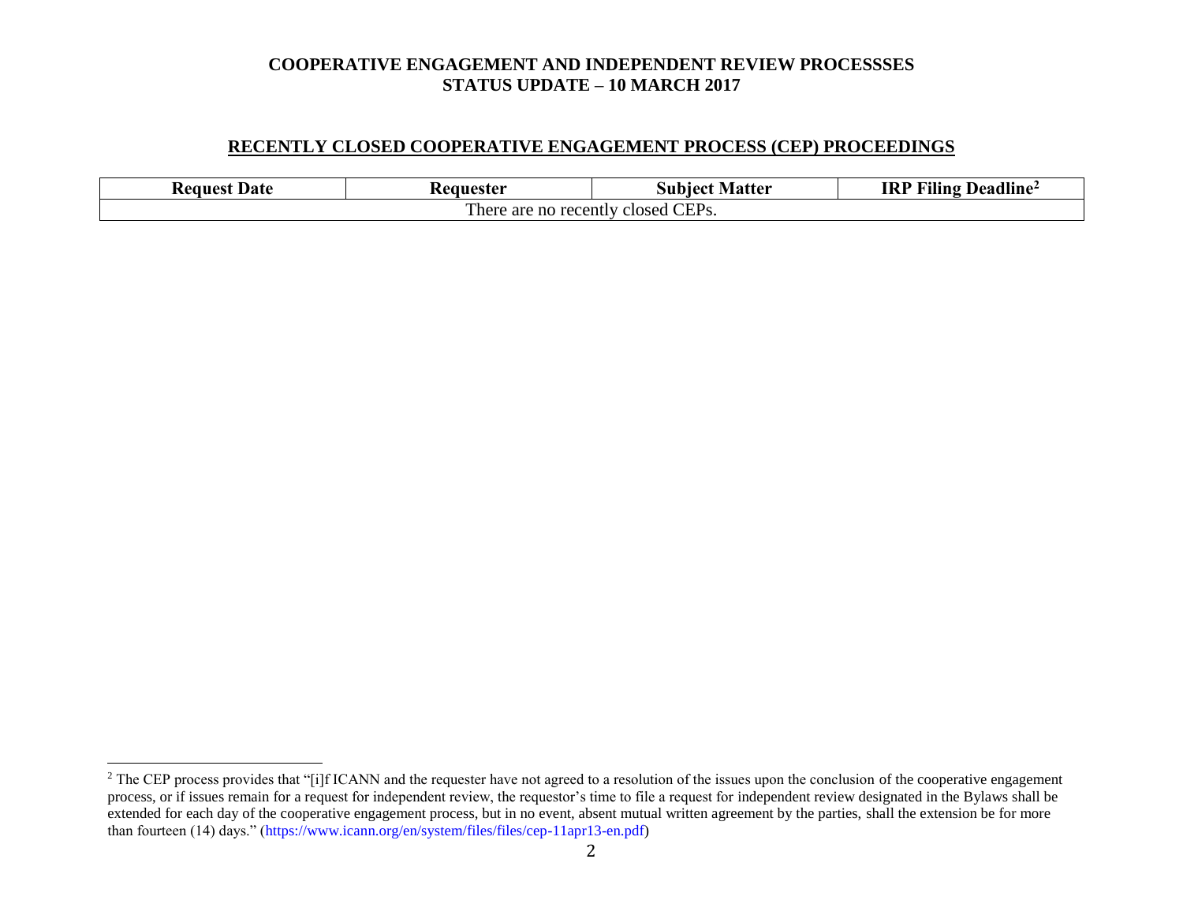# COOPERATIVE ENGAGEMENT AND INDEPENDENT REVIEW PROCESSSES
# STATUS UPDATE – 10 MARCH 2017

## RECENTLY CLOSED COOPERATIVE ENGAGEMENT PROCESS (CEP) PROCEEDINGS

| Request Date | Requester | Subject Matter | IRP Filing Deadline[2] |
|---|---|---|---|
| There are no recently closed CEPs. | | | |

[2] The CEP process provides that "[i]f ICANN and the requester have not agreed to a resolution of the issues upon the conclusion of the cooperative engagement process, or if issues remain for a request for independent review, the requestor's time to file a request for independent review designated in the Bylaws shall be extended for each day of the cooperative engagement process, but in no event, absent mutual written agreement by the parties, shall the extension be for more than fourteen (14) days." (https://www.icann.org/en/system/files/files/cep-11apr13-en.pdf)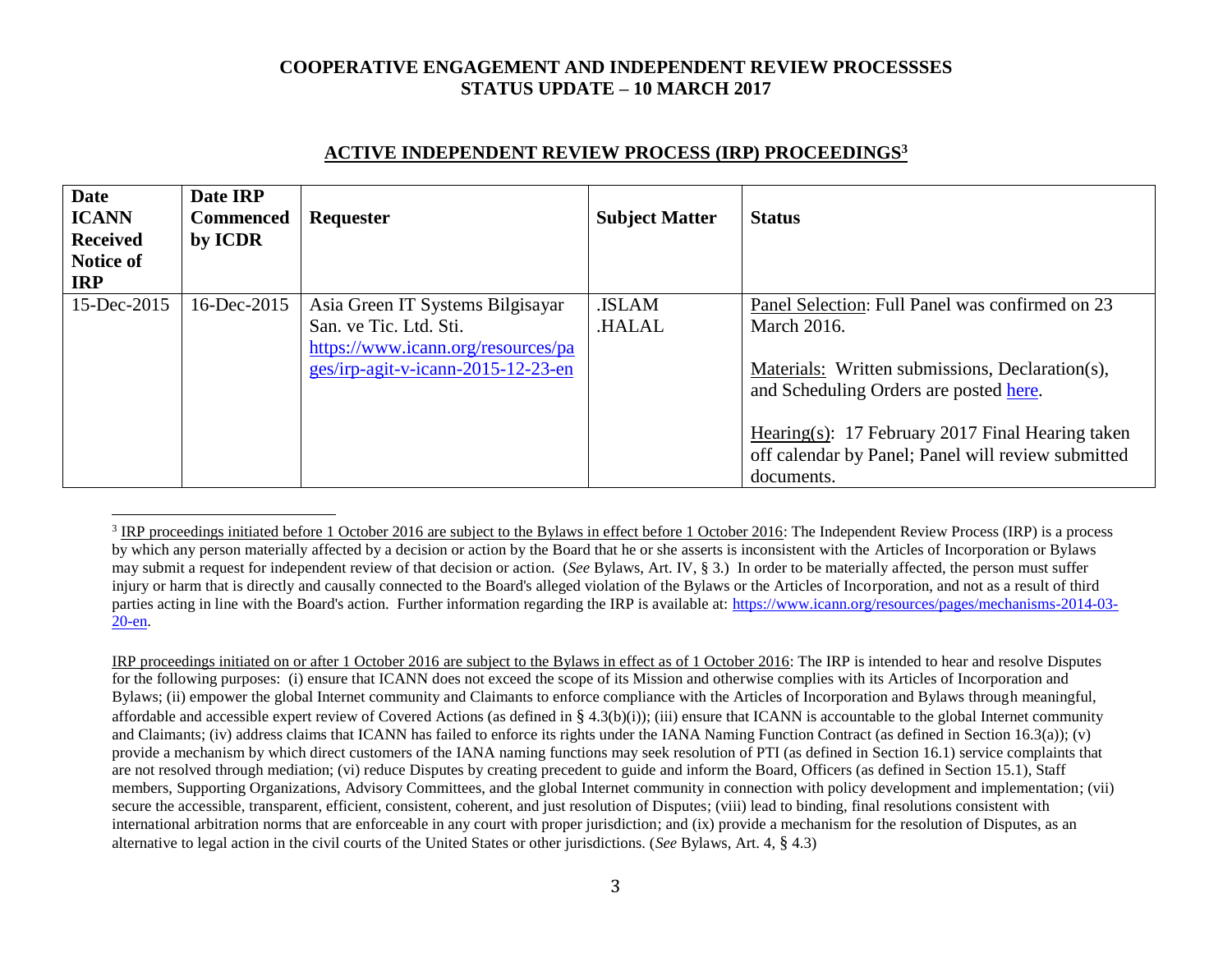# COOPERATIVE ENGAGEMENT AND INDEPENDENT REVIEW PROCESSSES
## STATUS UPDATE – 10 MARCH 2017

### ACTIVE INDEPENDENT REVIEW PROCESS (IRP) PROCEEDINGS[3]

| Date ICANN Received Notice of IRP | Date IRP Commenced by ICDR | Requester | Subject Matter | Status |
|---|---|---|---|---|
| 15-Dec-2015 | 16-Dec-2015 | Asia Green IT Systems Bilgisayar San. ve Tic. Ltd. Sti. https://www.icann.org/resources/pages/irp-agit-v-icann-2015-12-23-en | .ISLAM .HALAL | Panel Selection: Full Panel was confirmed on 23 March 2016. Materials: Written submissions, Declaration(s), and Scheduling Orders are posted here. Hearing(s): 17 February 2017 Final Hearing taken off calendar by Panel; Panel will review submitted documents. |

---

[3] IRP proceedings initiated before 1 October 2016 are subject to the Bylaws in effect before 1 October 2016: The Independent Review Process (IRP) is a process by which any person materially affected by a decision or action by the Board that he or she asserts is inconsistent with the Articles of Incorporation or Bylaws may submit a request for independent review of that decision or action. (*See* Bylaws, Art. IV, § 3.) In order to be materially affected, the person must suffer injury or harm that is directly and causally connected to the Board's alleged violation of the Bylaws or the Articles of Incorporation, and not as a result of third parties acting in line with the Board's action. Further information regarding the IRP is available at: https://www.icann.org/resources/pages/mechanisms-2014-03-20-en.

IRP proceedings initiated on or after 1 October 2016 are subject to the Bylaws in effect as of 1 October 2016: The IRP is intended to hear and resolve Disputes for the following purposes: (i) ensure that ICANN does not exceed the scope of its Mission and otherwise complies with its Articles of Incorporation and Bylaws; (ii) empower the global Internet community and Claimants to enforce compliance with the Articles of Incorporation and Bylaws through meaningful, affordable and accessible expert review of Covered Actions (as defined in § 4.3(b)(i)); (iii) ensure that ICANN is accountable to the global Internet community and Claimants; (iv) address claims that ICANN has failed to enforce its rights under the IANA Naming Function Contract (as defined in Section 16.3(a)); (v) provide a mechanism by which direct customers of the IANA naming functions may seek resolution of PTI (as defined in Section 16.1) service complaints that are not resolved through mediation; (vi) reduce Disputes by creating precedent to guide and inform the Board, Officers (as defined in Section 15.1), Staff members, Supporting Organizations, Advisory Committees, and the global Internet community in connection with policy development and implementation; (vii) secure the accessible, transparent, efficient, consistent, coherent, and just resolution of Disputes; (viii) lead to binding, final resolutions consistent with international arbitration norms that are enforceable in any court with proper jurisdiction; and (ix) provide a mechanism for the resolution of Disputes, as an alternative to legal action in the civil courts of the United States or other jurisdictions. (*See* Bylaws, Art. 4, § 4.3)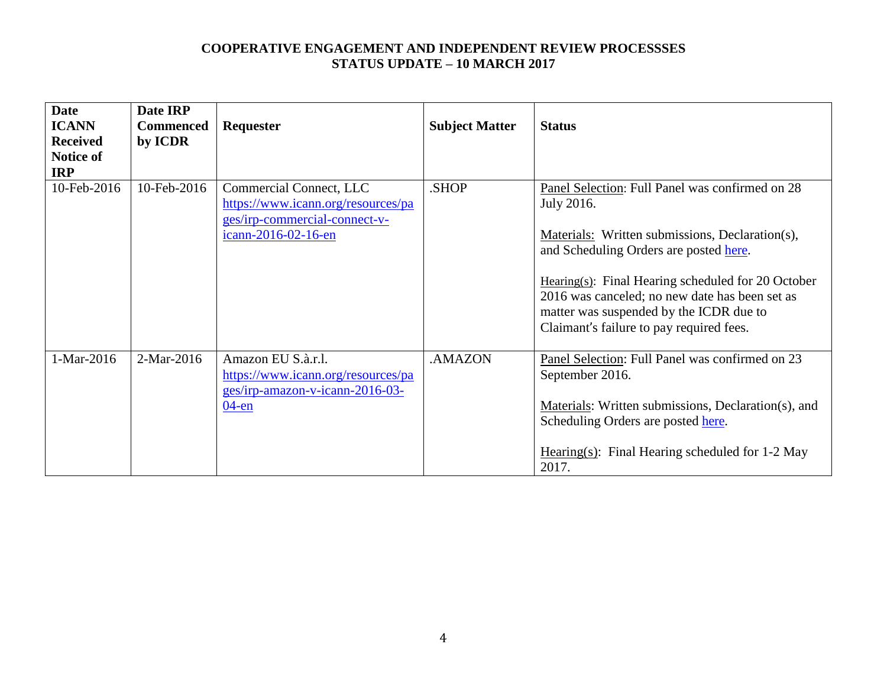**COOPERATIVE ENGAGEMENT AND INDEPENDENT REVIEW PROCESSSES**
**STATUS UPDATE – 10 MARCH 2017**

| Date ICANN Received Notice of IRP | Date IRP Commenced by ICDR | Requester | Subject Matter | Status |
|---|---|---|---|---|
| 10-Feb-2016 | 10-Feb-2016 | Commercial Connect, LLC https://www.icann.org/resources/pages/irp-commercial-connect-v-icann-2016-02-16-en | .SHOP | Panel Selection: Full Panel was confirmed on 28 July 2016. <br><br> Materials: Written submissions, Declaration(s), and Scheduling Orders are posted here. <br><br> Hearing(s): Final Hearing scheduled for 20 October 2016 was canceled; no new date has been set as matter was suspended by the ICDR due to Claimant's failure to pay required fees. |
| 1-Mar-2016 | 2-Mar-2016 | Amazon EU S.à.r.l. https://www.icann.org/resources/pages/irp-amazon-v-icann-2016-03-04-en | .AMAZON | Panel Selection: Full Panel was confirmed on 23 September 2016. <br><br> Materials: Written submissions, Declaration(s), and Scheduling Orders are posted here. <br><br> Hearing(s): Final Hearing scheduled for 1-2 May 2017. |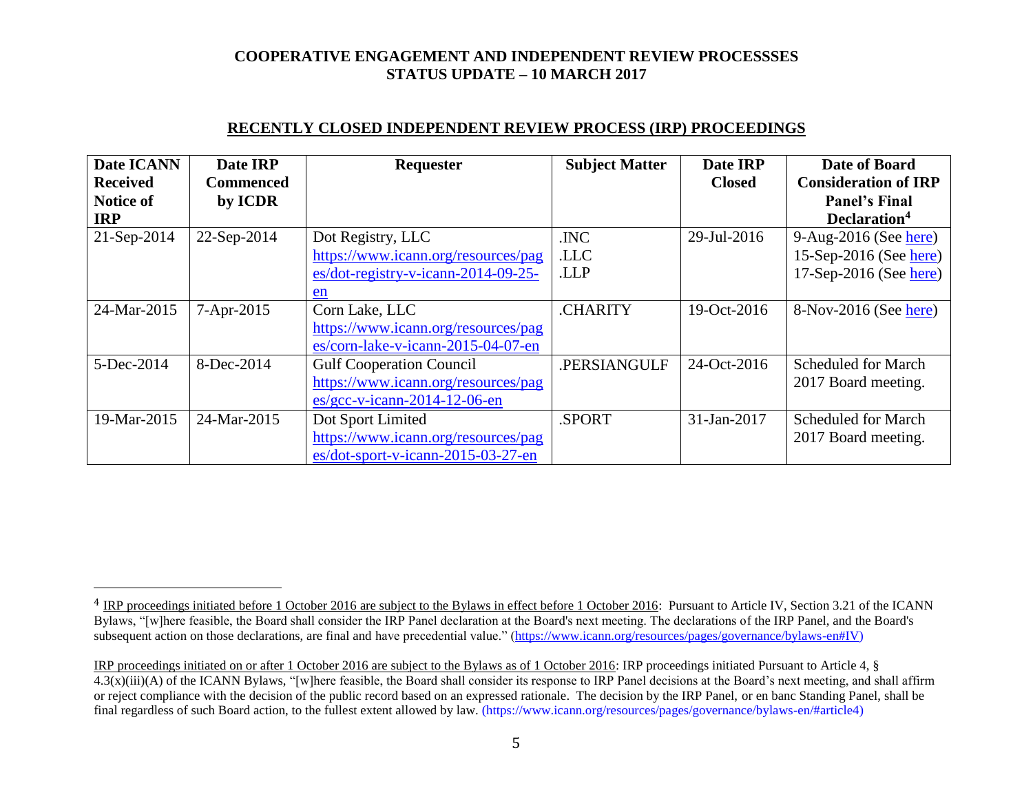# COOPERATIVE ENGAGEMENT AND INDEPENDENT REVIEW PROCESSSES STATUS UPDATE – 10 MARCH 2017

## RECENTLY CLOSED INDEPENDENT REVIEW PROCESS (IRP) PROCEEDINGS

| Date ICANN Received Notice of IRP | Date IRP Commenced by ICDR | Requester | Subject Matter | Date IRP Closed | Date of Board Consideration of IRP Panel's Final Declaration[4] |
|---|---|---|---|---|---|
| 21-Sep-2014 | 22-Sep-2014 | Dot Registry, LLC https://www.icann.org/resources/pages/dot-registry-v-icann-2014-09-25-en | .INC .LLC .LLP | 29-Jul-2016 | 9-Aug-2016 (See here) 15-Sep-2016 (See here) 17-Sep-2016 (See here) |
| 24-Mar-2015 | 7-Apr-2015 | Corn Lake, LLC https://www.icann.org/resources/pages/corn-lake-v-icann-2015-04-07-en | .CHARITY | 19-Oct-2016 | 8-Nov-2016 (See here) |
| 5-Dec-2014 | 8-Dec-2014 | Gulf Cooperation Council https://www.icann.org/resources/pages/gcc-v-icann-2014-12-06-en | .PERSIANGULF | 24-Oct-2016 | Scheduled for March 2017 Board meeting. |
| 19-Mar-2015 | 24-Mar-2015 | Dot Sport Limited https://www.icann.org/resources/pages/dot-sport-v-icann-2015-03-27-en | .SPORT | 31-Jan-2017 | Scheduled for March 2017 Board meeting. |

[4] IRP proceedings initiated before 1 October 2016 are subject to the Bylaws in effect before 1 October 2016: Pursuant to Article IV, Section 3.21 of the ICANN Bylaws, "[w]here feasible, the Board shall consider the IRP Panel declaration at the Board's next meeting. The declarations of the IRP Panel, and the Board's subsequent action on those declarations, are final and have precedential value." (https://www.icann.org/resources/pages/governance/bylaws-en#IV)

IRP proceedings initiated on or after 1 October 2016 are subject to the Bylaws as of 1 October 2016: IRP proceedings initiated Pursuant to Article 4, § 4.3(x)(iii)(A) of the ICANN Bylaws, "[w]here feasible, the Board shall consider its response to IRP Panel decisions at the Board's next meeting, and shall affirm or reject compliance with the decision of the public record based on an expressed rationale. The decision by the IRP Panel, or en banc Standing Panel, shall be final regardless of such Board action, to the fullest extent allowed by law. (https://www.icann.org/resources/pages/governance/bylaws-en/#article4)